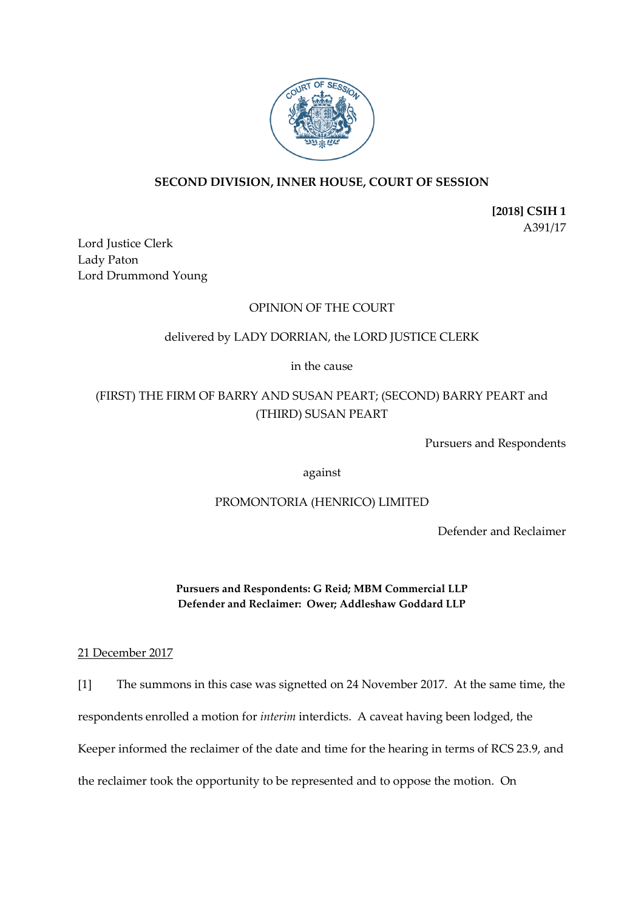**SECOND DIVISION, INNER HOUSE, COURT OF SESSION**

**[2018] CSIH 1**
A391/17

Lord Justice Clerk
Lady Paton
Lord Drummond Young

OPINION OF THE COURT

delivered by LADY DORRIAN, the LORD JUSTICE CLERK

in the cause

(FIRST) THE FIRM OF BARRY AND SUSAN PEART; (SECOND) BARRY PEART and (THIRD) SUSAN PEART

Pursuers and Respondents

against

PROMONTORIA (HENRICO) LIMITED

Defender and Reclaimer

**Pursuers and Respondents: G Reid; MBM Commercial LLP**
**Defender and Reclaimer: Ower; Addleshaw Goddard LLP**

21 December 2017

[1] The summons in this case was signetted on 24 November 2017. At the same time, the respondents enrolled a motion for *interim* interdicts. A caveat having been lodged, the Keeper informed the reclaimer of the date and time for the hearing in terms of RCS 23.9, and the reclaimer took the opportunity to be represented and to oppose the motion. On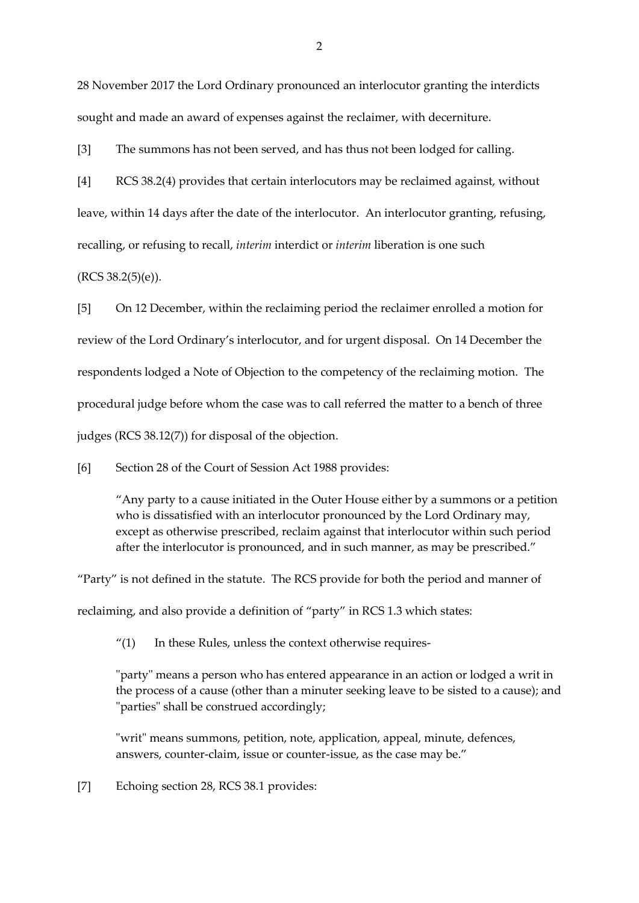28 November 2017 the Lord Ordinary pronounced an interlocutor granting the interdicts sought and made an award of expenses against the reclaimer, with decerniture.

[3] The summons has not been served, and has thus not been lodged for calling.

[4] RCS 38.2(4) provides that certain interlocutors may be reclaimed against, without leave, within 14 days after the date of the interlocutor. An interlocutor granting, refusing, recalling, or refusing to recall, *interim* interdict or *interim* liberation is one such (RCS 38.2(5)(e)).

[5] On 12 December, within the reclaiming period the reclaimer enrolled a motion for review of the Lord Ordinary's interlocutor, and for urgent disposal. On 14 December the respondents lodged a Note of Objection to the competency of the reclaiming motion. The procedural judge before whom the case was to call referred the matter to a bench of three judges (RCS 38.12(7)) for disposal of the objection.

[6] Section 28 of the Court of Session Act 1988 provides:

> "Any party to a cause initiated in the Outer House either by a summons or a petition who is dissatisfied with an interlocutor pronounced by the Lord Ordinary may, except as otherwise prescribed, reclaim against that interlocutor within such period after the interlocutor is pronounced, and in such manner, as may be prescribed."

"Party" is not defined in the statute. The RCS provide for both the period and manner of reclaiming, and also provide a definition of "party" in RCS 1.3 which states:

> "(1) In these Rules, unless the context otherwise requires-
>
> "party" means a person who has entered appearance in an action or lodged a writ in the process of a cause (other than a minuter seeking leave to be sisted to a cause); and "parties" shall be construed accordingly;
>
> "writ" means summons, petition, note, application, appeal, minute, defences, answers, counter-claim, issue or counter-issue, as the case may be."

[7] Echoing section 28, RCS 38.1 provides: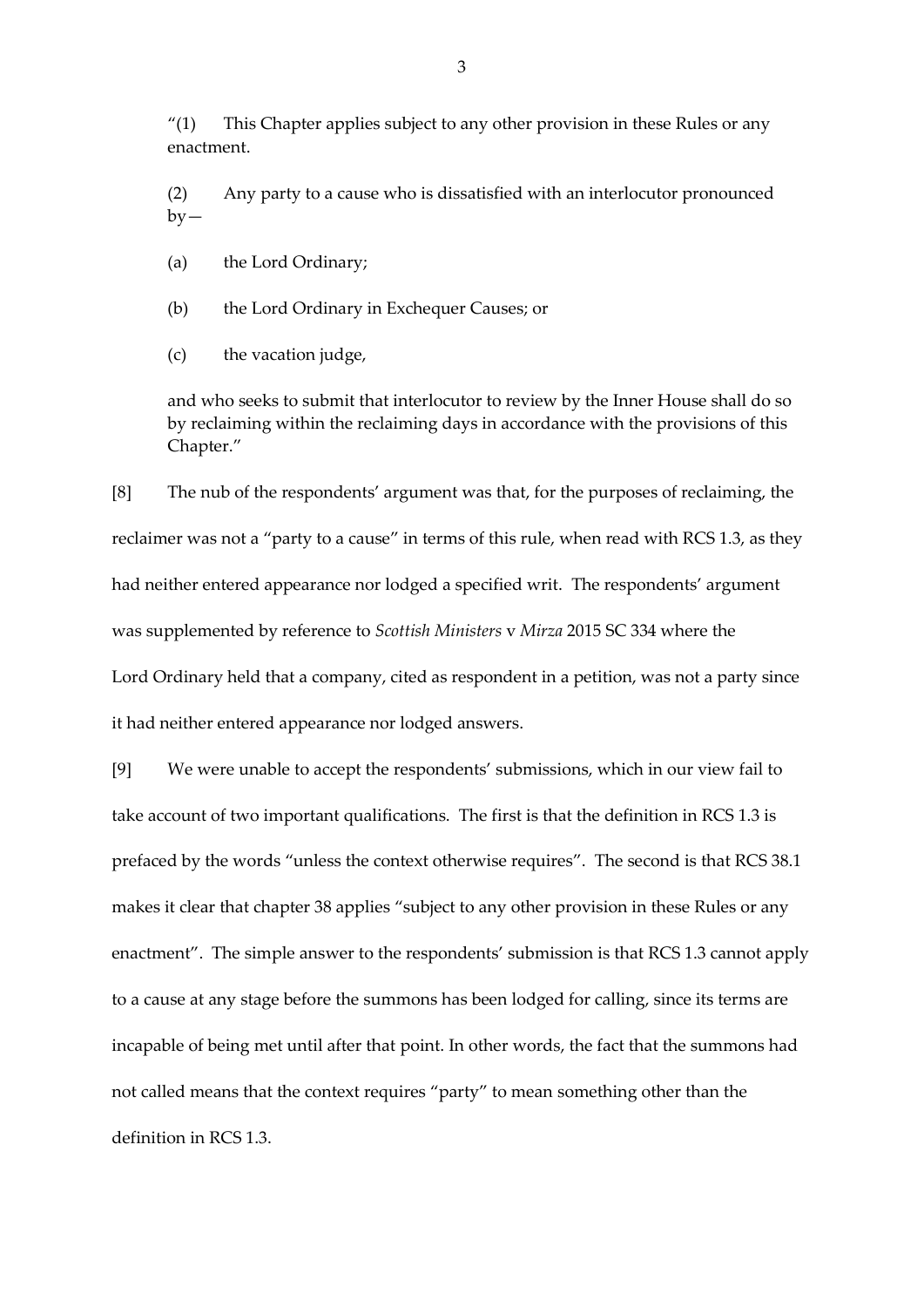"(1) This Chapter applies subject to any other provision in these Rules or any enactment.

(2) Any party to a cause who is dissatisfied with an interlocutor pronounced by—

(a) the Lord Ordinary;

(b) the Lord Ordinary in Exchequer Causes; or

(c) the vacation judge,

and who seeks to submit that interlocutor to review by the Inner House shall do so by reclaiming within the reclaiming days in accordance with the provisions of this Chapter."

[8] The nub of the respondents' argument was that, for the purposes of reclaiming, the reclaimer was not a "party to a cause" in terms of this rule, when read with RCS 1.3, as they had neither entered appearance nor lodged a specified writ. The respondents' argument was supplemented by reference to *Scottish Ministers* v *Mirza* 2015 SC 334 where the Lord Ordinary held that a company, cited as respondent in a petition, was not a party since it had neither entered appearance nor lodged answers.

[9] We were unable to accept the respondents' submissions, which in our view fail to take account of two important qualifications. The first is that the definition in RCS 1.3 is prefaced by the words "unless the context otherwise requires". The second is that RCS 38.1 makes it clear that chapter 38 applies "subject to any other provision in these Rules or any enactment". The simple answer to the respondents' submission is that RCS 1.3 cannot apply to a cause at any stage before the summons has been lodged for calling, since its terms are incapable of being met until after that point. In other words, the fact that the summons had not called means that the context requires "party" to mean something other than the definition in RCS 1.3.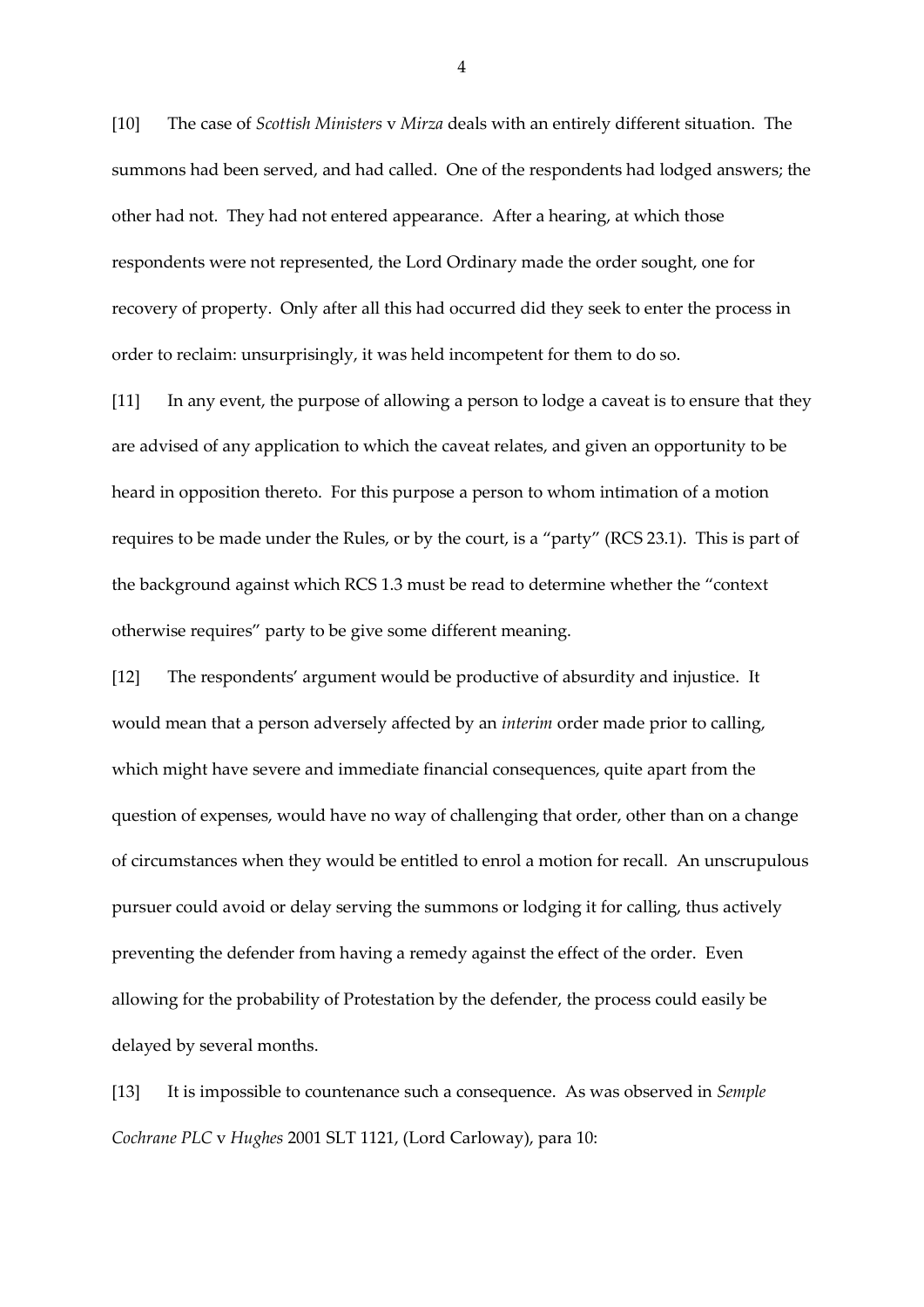[10] The case of *Scottish Ministers* v *Mirza* deals with an entirely different situation. The summons had been served, and had called. One of the respondents had lodged answers; the other had not. They had not entered appearance. After a hearing, at which those respondents were not represented, the Lord Ordinary made the order sought, one for recovery of property. Only after all this had occurred did they seek to enter the process in order to reclaim: unsurprisingly, it was held incompetent for them to do so.

[11] In any event, the purpose of allowing a person to lodge a caveat is to ensure that they are advised of any application to which the caveat relates, and given an opportunity to be heard in opposition thereto. For this purpose a person to whom intimation of a motion requires to be made under the Rules, or by the court, is a "party" (RCS 23.1). This is part of the background against which RCS 1.3 must be read to determine whether the "context otherwise requires" party to be give some different meaning.

[12] The respondents' argument would be productive of absurdity and injustice. It would mean that a person adversely affected by an *interim* order made prior to calling, which might have severe and immediate financial consequences, quite apart from the question of expenses, would have no way of challenging that order, other than on a change of circumstances when they would be entitled to enrol a motion for recall. An unscrupulous pursuer could avoid or delay serving the summons or lodging it for calling, thus actively preventing the defender from having a remedy against the effect of the order. Even allowing for the probability of Protestation by the defender, the process could easily be delayed by several months.

[13] It is impossible to countenance such a consequence. As was observed in *Semple Cochrane PLC* v *Hughes* 2001 SLT 1121, (Lord Carloway), para 10: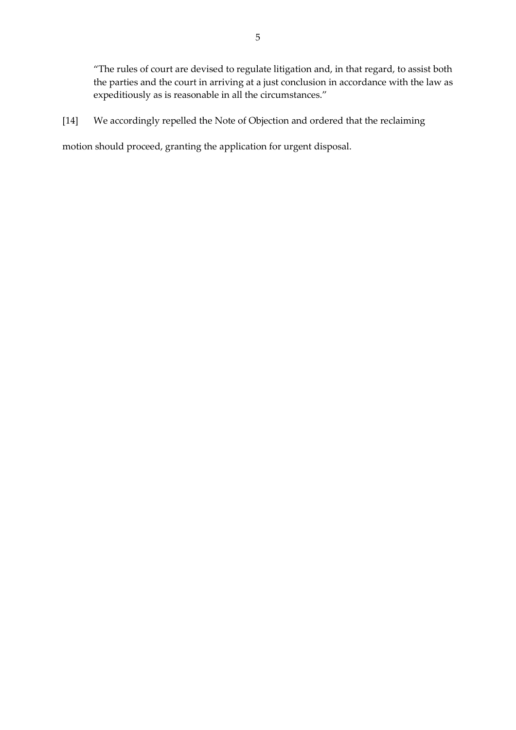> "The rules of court are devised to regulate litigation and, in that regard, to assist both the parties and the court in arriving at a just conclusion in accordance with the law as expeditiously as is reasonable in all the circumstances."

[14] We accordingly repelled the Note of Objection and ordered that the reclaiming motion should proceed, granting the application for urgent disposal.